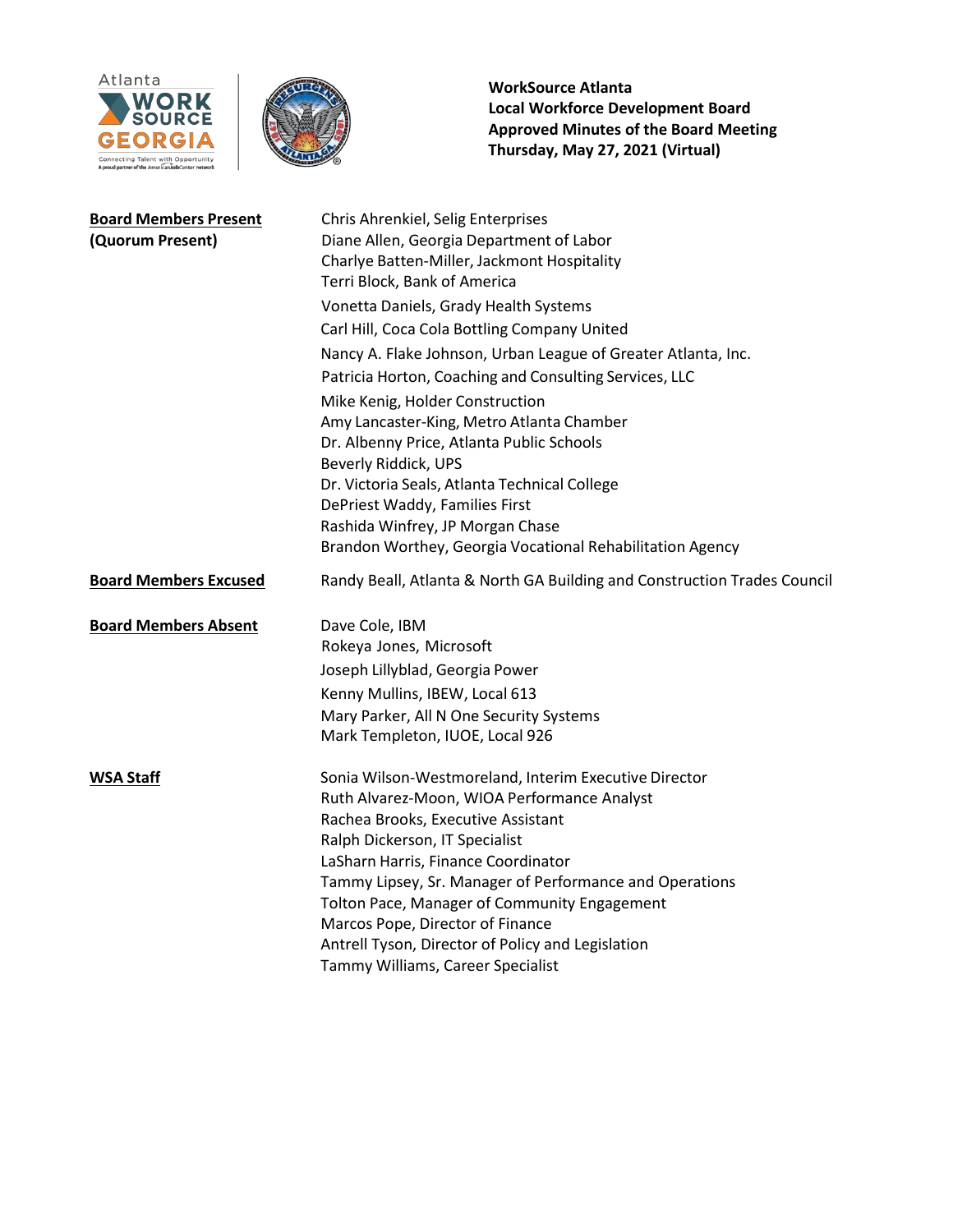**WorkSource Atlanta**
**Local Workforce Development Board**
**Approved Minutes of the Board Meeting**
**Thursday, May 27, 2021 (Virtual)**

| | |
|---|---|
| **Board Members Present (Quorum Present)** | Chris Ahrenkiel, Selig Enterprises<br>Diane Allen, Georgia Department of Labor<br>Charlye Batten-Miller, Jackmont Hospitality<br>Terri Block, Bank of America<br>Vonetta Daniels, Grady Health Systems<br>Carl Hill, Coca Cola Bottling Company United<br>Nancy A. Flake Johnson, Urban League of Greater Atlanta, Inc.<br>Patricia Horton, Coaching and Consulting Services, LLC<br>Mike Kenig, Holder Construction<br>Amy Lancaster-King, Metro Atlanta Chamber<br>Dr. Albenny Price, Atlanta Public Schools<br>Beverly Riddick, UPS<br>Dr. Victoria Seals, Atlanta Technical College<br>DePriest Waddy, Families First<br>Rashida Winfrey, JP Morgan Chase<br>Brandon Worthey, Georgia Vocational Rehabilitation Agency |
| **Board Members Excused** | Randy Beall, Atlanta & North GA Building and Construction Trades Council |
| **Board Members Absent** | Dave Cole, IBM<br>Rokeya Jones, Microsoft<br>Joseph Lillyblad, Georgia Power<br>Kenny Mullins, IBEW, Local 613<br>Mary Parker, All N One Security Systems<br>Mark Templeton, IUOE, Local 926 |
| **WSA Staff** | Sonia Wilson-Westmoreland, Interim Executive Director<br>Ruth Alvarez-Moon, WIOA Performance Analyst<br>Rachea Brooks, Executive Assistant<br>Ralph Dickerson, IT Specialist<br>LaSharn Harris, Finance Coordinator<br>Tammy Lipsey, Sr. Manager of Performance and Operations<br>Tolton Pace, Manager of Community Engagement<br>Marcos Pope, Director of Finance<br>Antrell Tyson, Director of Policy and Legislation<br>Tammy Williams, Career Specialist |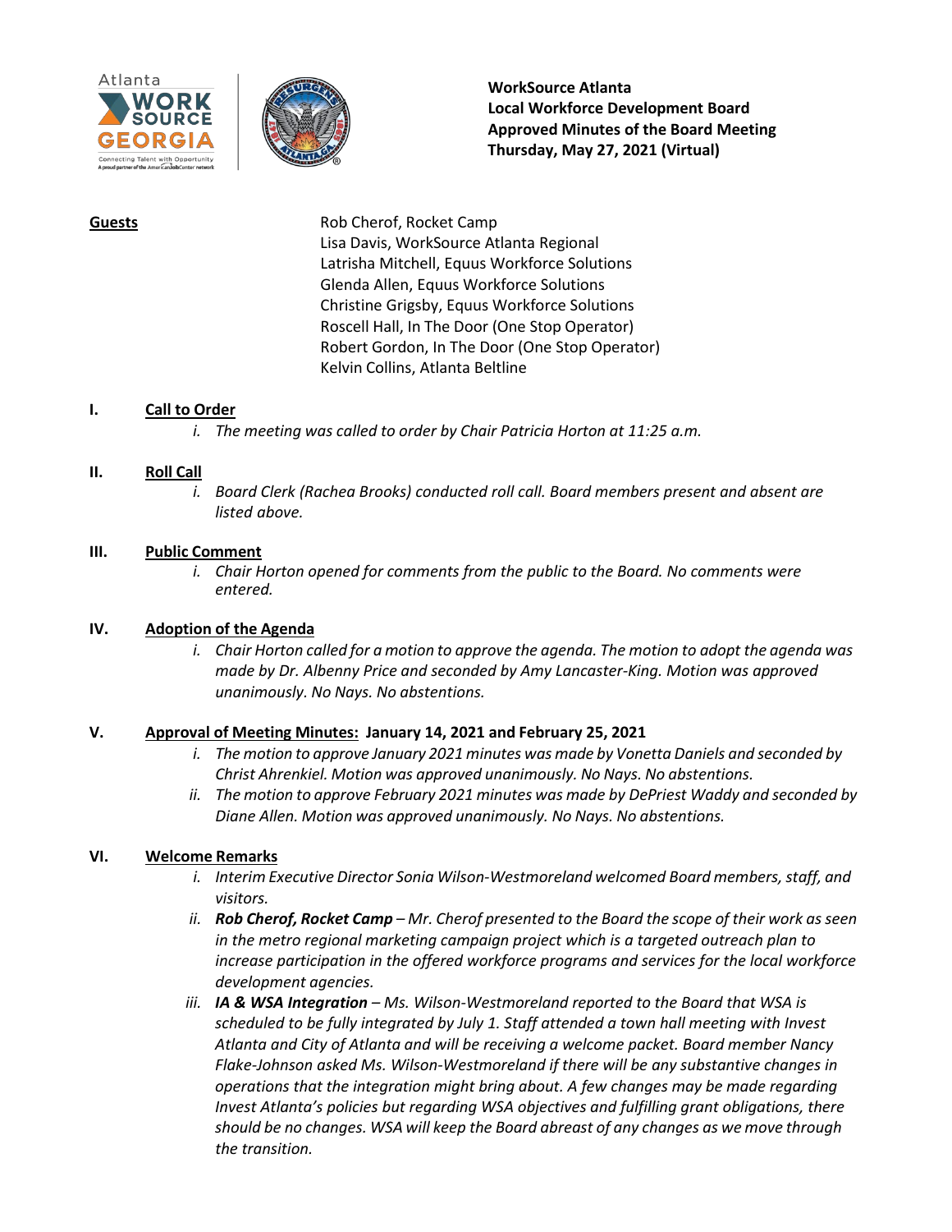**WorkSource Atlanta**
**Local Workforce Development Board**
**Approved Minutes of the Board Meeting**
**Thursday, May 27, 2021 (Virtual)**

**Guests**

Rob Cherof, Rocket Camp
Lisa Davis, WorkSource Atlanta Regional
Latrisha Mitchell, Equus Workforce Solutions
Glenda Allen, Equus Workforce Solutions
Christine Grigsby, Equus Workforce Solutions
Roscell Hall, In The Door (One Stop Operator)
Robert Gordon, In The Door (One Stop Operator)
Kelvin Collins, Atlanta Beltline

## I. Call to Order

i. *The meeting was called to order by Chair Patricia Horton at 11:25 a.m.*

## II. Roll Call

i. *Board Clerk (Rachea Brooks) conducted roll call. Board members present and absent are listed above.*

## III. Public Comment

i. *Chair Horton opened for comments from the public to the Board. No comments were entered.*

## IV. Adoption of the Agenda

i. *Chair Horton called for a motion to approve the agenda. The motion to adopt the agenda was made by Dr. Albenny Price and seconded by Amy Lancaster-King. Motion was approved unanimously. No Nays. No abstentions.*

## V. Approval of Meeting Minutes: January 14, 2021 and February 25, 2021

i. *The motion to approve January 2021 minutes was made by Vonetta Daniels and seconded by Christ Ahrenkiel. Motion was approved unanimously. No Nays. No abstentions.*

ii. *The motion to approve February 2021 minutes was made by DePriest Waddy and seconded by Diane Allen. Motion was approved unanimously. No Nays. No abstentions.*

## VI. Welcome Remarks

i. *Interim Executive Director Sonia Wilson-Westmoreland welcomed Board members, staff, and visitors.*

ii. ***Rob Cherof, Rocket Camp** – Mr. Cherof presented to the Board the scope of their work as seen in the metro regional marketing campaign project which is a targeted outreach plan to increase participation in the offered workforce programs and services for the local workforce development agencies.*

iii. ***IA & WSA Integration** – Ms. Wilson-Westmoreland reported to the Board that WSA is scheduled to be fully integrated by July 1. Staff attended a town hall meeting with Invest Atlanta and City of Atlanta and will be receiving a welcome packet. Board member Nancy Flake-Johnson asked Ms. Wilson-Westmoreland if there will be any substantive changes in operations that the integration might bring about. A few changes may be made regarding Invest Atlanta's policies but regarding WSA objectives and fulfilling grant obligations, there should be no changes. WSA will keep the Board abreast of any changes as we move through the transition.*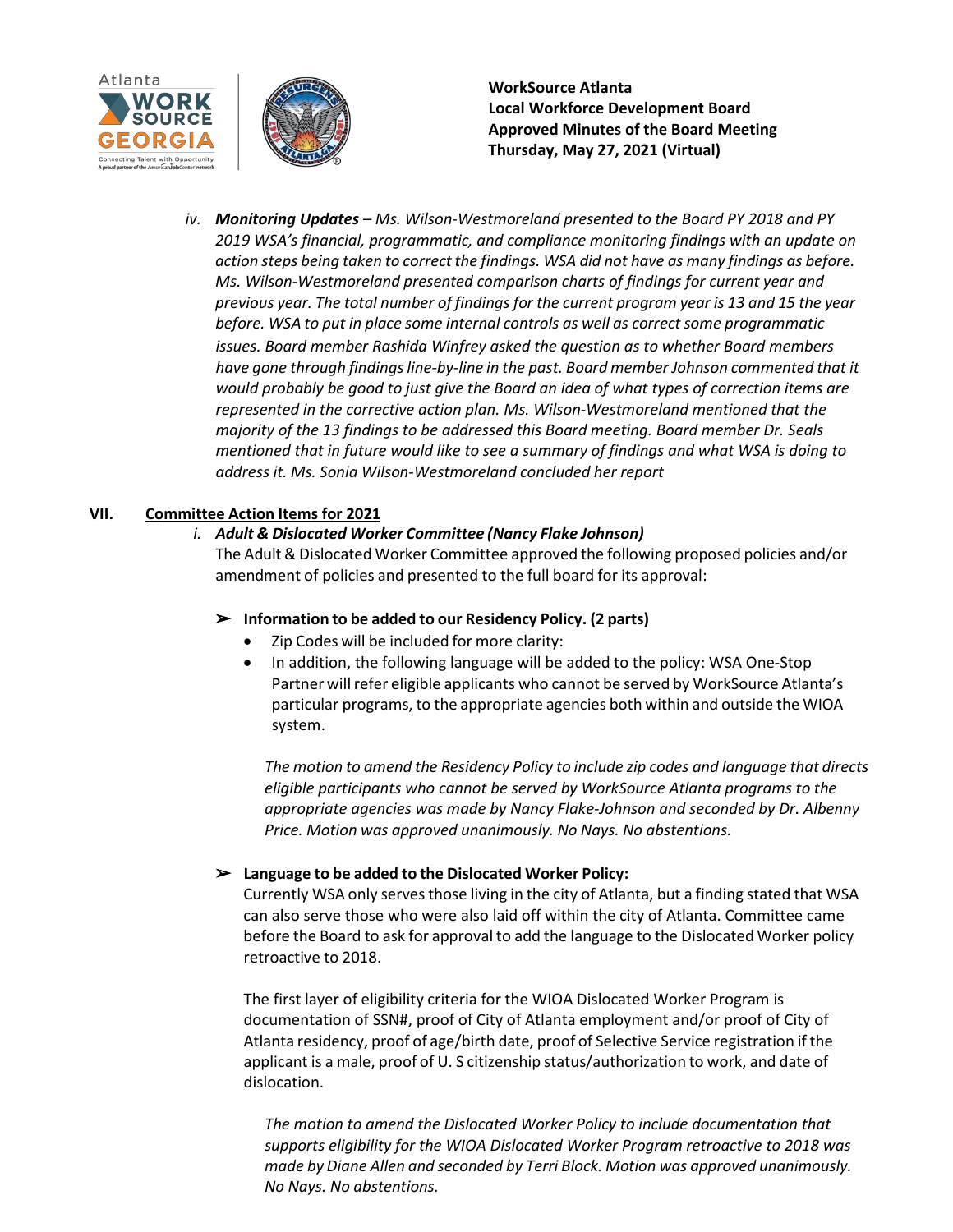**WorkSource Atlanta**
**Local Workforce Development Board**
**Approved Minutes of the Board Meeting**
**Thursday, May 27, 2021 (Virtual)**

iv. ***Monitoring Updates*** *– Ms. Wilson-Westmoreland presented to the Board PY 2018 and PY 2019 WSA's financial, programmatic, and compliance monitoring findings with an update on action steps being taken to correct the findings. WSA did not have as many findings as before. Ms. Wilson-Westmoreland presented comparison charts of findings for current year and previous year. The total number of findings for the current program year is 13 and 15 the year before. WSA to put in place some internal controls as well as correct some programmatic issues. Board member Rashida Winfrey asked the question as to whether Board members have gone through findings line-by-line in the past. Board member Johnson commented that it would probably be good to just give the Board an idea of what types of correction items are represented in the corrective action plan. Ms. Wilson-Westmoreland mentioned that the majority of the 13 findings to be addressed this Board meeting. Board member Dr. Seals mentioned that in future would like to see a summary of findings and what WSA is doing to address it. Ms. Sonia Wilson-Westmoreland concluded her report*

## VII. Committee Action Items for 2021

i. ***Adult & Dislocated Worker Committee (Nancy Flake Johnson)***

The Adult & Dislocated Worker Committee approved the following proposed policies and/or amendment of policies and presented to the full board for its approval:

➢ **Information to be added to our Residency Policy. (2 parts)**

- Zip Codes will be included for more clarity:
- In addition, the following language will be added to the policy: WSA One-Stop Partner will refer eligible applicants who cannot be served by WorkSource Atlanta's particular programs, to the appropriate agencies both within and outside the WIOA system.

*The motion to amend the Residency Policy to include zip codes and language that directs eligible participants who cannot be served by WorkSource Atlanta programs to the appropriate agencies was made by Nancy Flake-Johnson and seconded by Dr. Albenny Price. Motion was approved unanimously. No Nays. No abstentions.*

➢ **Language to be added to the Dislocated Worker Policy:**

Currently WSA only serves those living in the city of Atlanta, but a finding stated that WSA can also serve those who were also laid off within the city of Atlanta. Committee came before the Board to ask for approval to add the language to the Dislocated Worker policy retroactive to 2018.

The first layer of eligibility criteria for the WIOA Dislocated Worker Program is documentation of SSN#, proof of City of Atlanta employment and/or proof of City of Atlanta residency, proof of age/birth date, proof of Selective Service registration if the applicant is a male, proof of U. S citizenship status/authorization to work, and date of dislocation.

*The motion to amend the Dislocated Worker Policy to include documentation that supports eligibility for the WIOA Dislocated Worker Program retroactive to 2018 was made by Diane Allen and seconded by Terri Block. Motion was approved unanimously. No Nays. No abstentions.*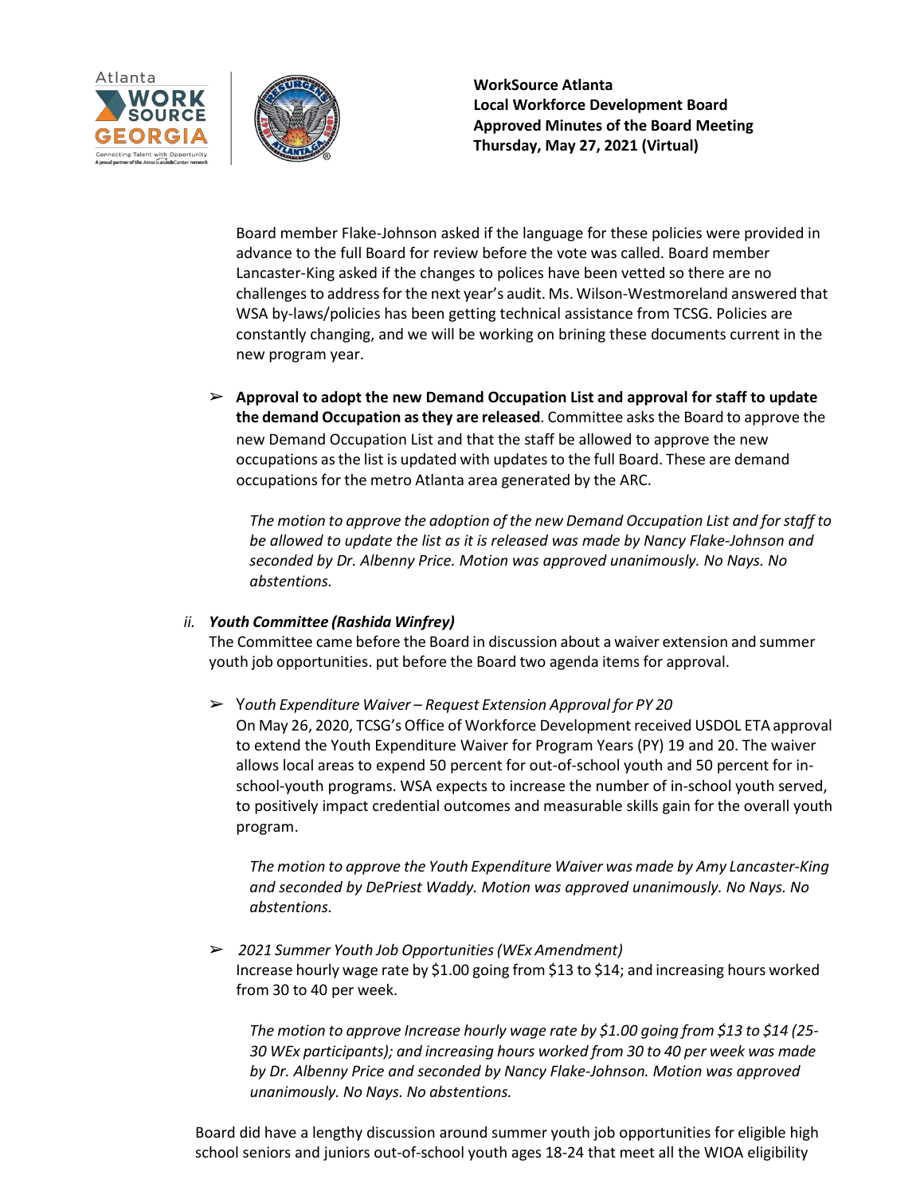Board member Flake-Johnson asked if the language for these policies were provided in advance to the full Board for review before the vote was called. Board member Lancaster-King asked if the changes to polices have been vetted so there are no challenges to address for the next year's audit. Ms. Wilson-Westmoreland answered that WSA by-laws/policies has been getting technical assistance from TCSG. Policies are constantly changing, and we will be working on brining these documents current in the new program year.

- **Approval to adopt the new Demand Occupation List and approval for staff to update the demand Occupation as they are released**. Committee asks the Board to approve the new Demand Occupation List and that the staff be allowed to approve the new occupations as the list is updated with updates to the full Board. These are demand occupations for the metro Atlanta area generated by the ARC.

  *The motion to approve the adoption of the new Demand Occupation List and for staff to be allowed to update the list as it is released was made by Nancy Flake-Johnson and seconded by Dr. Albenny Price. Motion was approved unanimously. No Nays. No abstentions.*

ii. ***Youth Committee (Rashida Winfrey)***

The Committee came before the Board in discussion about a waiver extension and summer youth job opportunities. put before the Board two agenda items for approval.

- Y*outh Expenditure Waiver – Request Extension Approval for PY 20*

  On May 26, 2020, TCSG's Office of Workforce Development received USDOL ETA approval to extend the Youth Expenditure Waiver for Program Years (PY) 19 and 20. The waiver allows local areas to expend 50 percent for out-of-school youth and 50 percent for in-school-youth programs. WSA expects to increase the number of in-school youth served, to positively impact credential outcomes and measurable skills gain for the overall youth program.

  *The motion to approve the Youth Expenditure Waiver was made by Amy Lancaster-King and seconded by DePriest Waddy. Motion was approved unanimously. No Nays. No abstentions.*

- *2021 Summer Youth Job Opportunities (WEx Amendment)*

  Increase hourly wage rate by $1.00 going from $13 to $14; and increasing hours worked from 30 to 40 per week.

  *The motion to approve Increase hourly wage rate by $1.00 going from $13 to $14 (25-30 WEx participants); and increasing hours worked from 30 to 40 per week was made by Dr. Albenny Price and seconded by Nancy Flake-Johnson. Motion was approved unanimously. No Nays. No abstentions.*

Board did have a lengthy discussion around summer youth job opportunities for eligible high school seniors and juniors out-of-school youth ages 18-24 that meet all the WIOA eligibility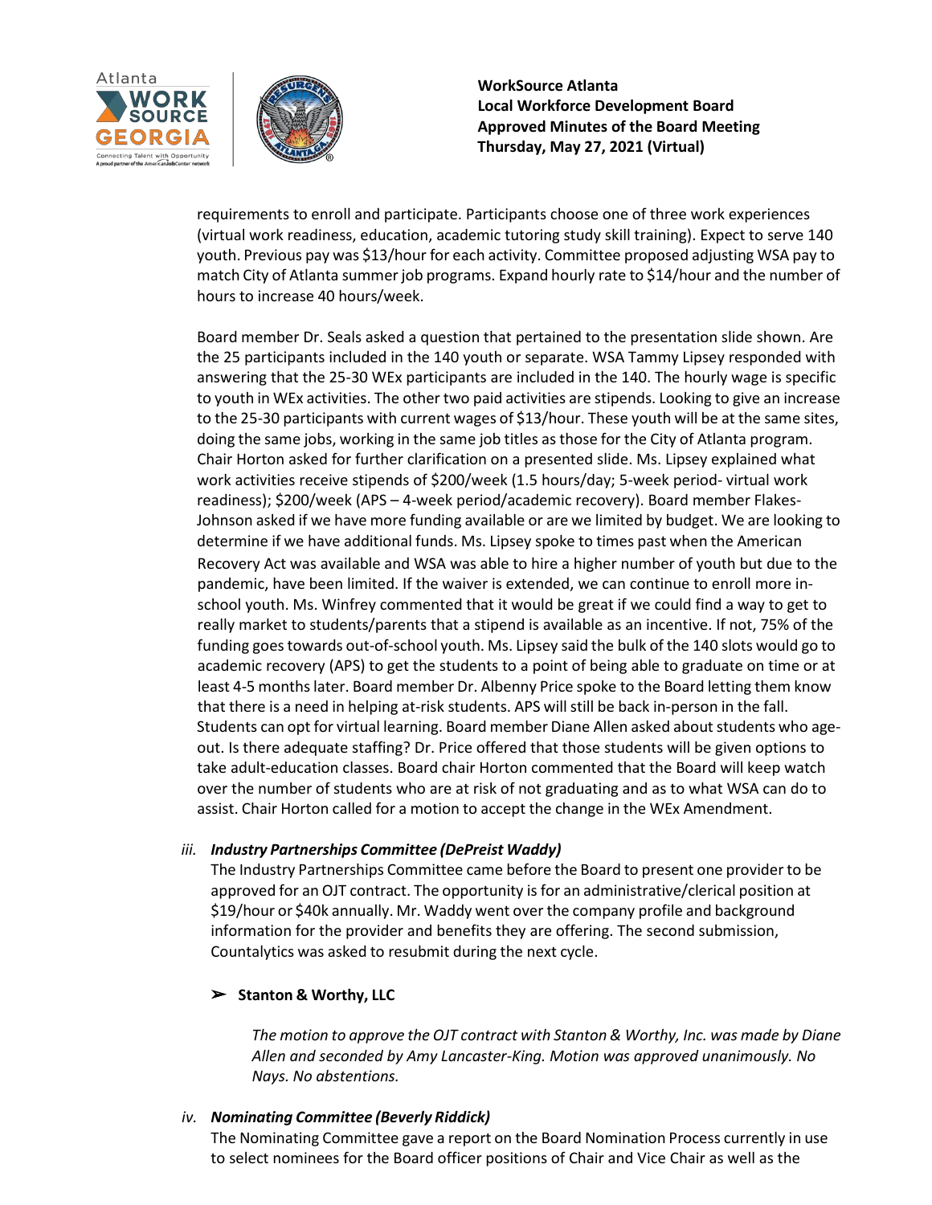requirements to enroll and participate. Participants choose one of three work experiences (virtual work readiness, education, academic tutoring study skill training). Expect to serve 140 youth. Previous pay was $13/hour for each activity. Committee proposed adjusting WSA pay to match City of Atlanta summer job programs. Expand hourly rate to $14/hour and the number of hours to increase 40 hours/week.

Board member Dr. Seals asked a question that pertained to the presentation slide shown. Are the 25 participants included in the 140 youth or separate. WSA Tammy Lipsey responded with answering that the 25-30 WEx participants are included in the 140. The hourly wage is specific to youth in WEx activities. The other two paid activities are stipends. Looking to give an increase to the 25-30 participants with current wages of $13/hour. These youth will be at the same sites, doing the same jobs, working in the same job titles as those for the City of Atlanta program. Chair Horton asked for further clarification on a presented slide. Ms. Lipsey explained what work activities receive stipends of $200/week (1.5 hours/day; 5-week period- virtual work readiness); $200/week (APS – 4-week period/academic recovery). Board member Flakes-Johnson asked if we have more funding available or are we limited by budget. We are looking to determine if we have additional funds. Ms. Lipsey spoke to times past when the American Recovery Act was available and WSA was able to hire a higher number of youth but due to the pandemic, have been limited. If the waiver is extended, we can continue to enroll more in-school youth. Ms. Winfrey commented that it would be great if we could find a way to get to really market to students/parents that a stipend is available as an incentive. If not, 75% of the funding goes towards out-of-school youth. Ms. Lipsey said the bulk of the 140 slots would go to academic recovery (APS) to get the students to a point of being able to graduate on time or at least 4-5 months later. Board member Dr. Albenny Price spoke to the Board letting them know that there is a need in helping at-risk students. APS will still be back in-person in the fall. Students can opt for virtual learning. Board member Diane Allen asked about students who age-out. Is there adequate staffing? Dr. Price offered that those students will be given options to take adult-education classes. Board chair Horton commented that the Board will keep watch over the number of students who are at risk of not graduating and as to what WSA can do to assist. Chair Horton called for a motion to accept the change in the WEx Amendment.

*iii.* ***Industry Partnerships Committee (DePreist Waddy)***

The Industry Partnerships Committee came before the Board to present one provider to be approved for an OJT contract. The opportunity is for an administrative/clerical position at $19/hour or $40k annually. Mr. Waddy went over the company profile and background information for the provider and benefits they are offering. The second submission, Countalytics was asked to resubmit during the next cycle.

- **Stanton & Worthy, LLC**

*The motion to approve the OJT contract with Stanton & Worthy, Inc. was made by Diane Allen and seconded by Amy Lancaster-King. Motion was approved unanimously. No Nays. No abstentions.*

*iv.* ***Nominating Committee (Beverly Riddick)***

The Nominating Committee gave a report on the Board Nomination Process currently in use to select nominees for the Board officer positions of Chair and Vice Chair as well as the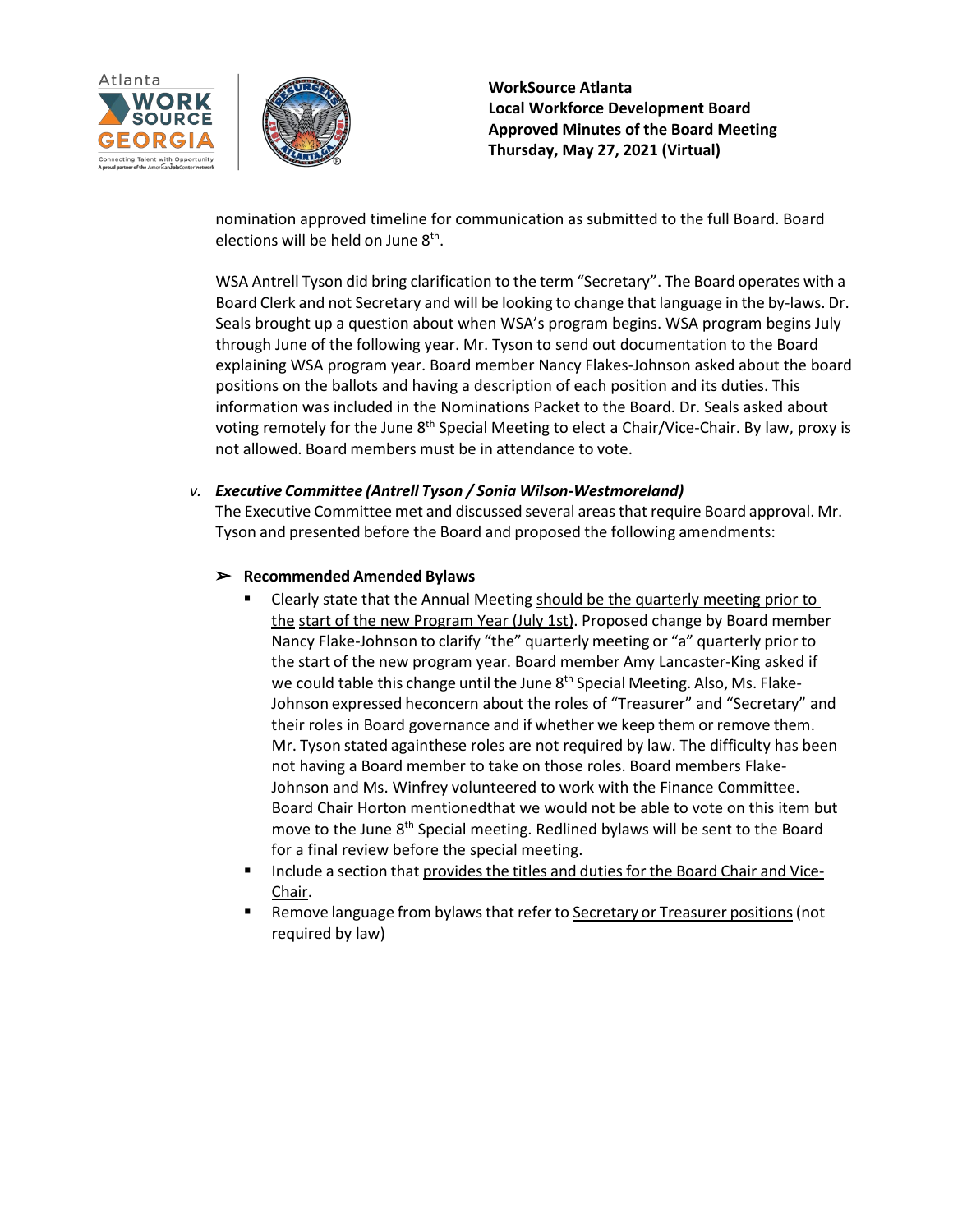nomination approved timeline for communication as submitted to the full Board. Board elections will be held on June 8th.

WSA Antrell Tyson did bring clarification to the term “Secretary”. The Board operates with a Board Clerk and not Secretary and will be looking to change that language in the by-laws. Dr. Seals brought up a question about when WSA’s program begins. WSA program begins July through June of the following year. Mr. Tyson to send out documentation to the Board explaining WSA program year. Board member Nancy Flakes-Johnson asked about the board positions on the ballots and having a description of each position and its duties. This information was included in the Nominations Packet to the Board. Dr. Seals asked about voting remotely for the June 8th Special Meeting to elect a Chair/Vice-Chair. By law, proxy is not allowed. Board members must be in attendance to vote.

*v.* ***Executive Committee (Antrell Tyson / Sonia Wilson-Westmoreland)***

The Executive Committee met and discussed several areas that require Board approval. Mr. Tyson and presented before the Board and proposed the following amendments:

➢ **Recommended Amended Bylaws**

- Clearly state that the Annual Meeting should be the quarterly meeting prior to the start of the new Program Year (July 1st). Proposed change by Board member Nancy Flake-Johnson to clarify “the” quarterly meeting or “a” quarterly prior to the start of the new program year. Board member Amy Lancaster-King asked if we could table this change until the June 8th Special Meeting. Also, Ms. Flake-Johnson expressed heconcern about the roles of “Treasurer” and “Secretary” and their roles in Board governance and if whether we keep them or remove them. Mr. Tyson stated againthese roles are not required by law. The difficulty has been not having a Board member to take on those roles. Board members Flake-Johnson and Ms. Winfrey volunteered to work with the Finance Committee. Board Chair Horton mentionedthat we would not be able to vote on this item but move to the June 8th Special meeting. Redlined bylaws will be sent to the Board for a final review before the special meeting.
- Include a section that provides the titles and duties for the Board Chair and Vice-Chair.
- Remove language from bylaws that refer to Secretary or Treasurer positions (not required by law)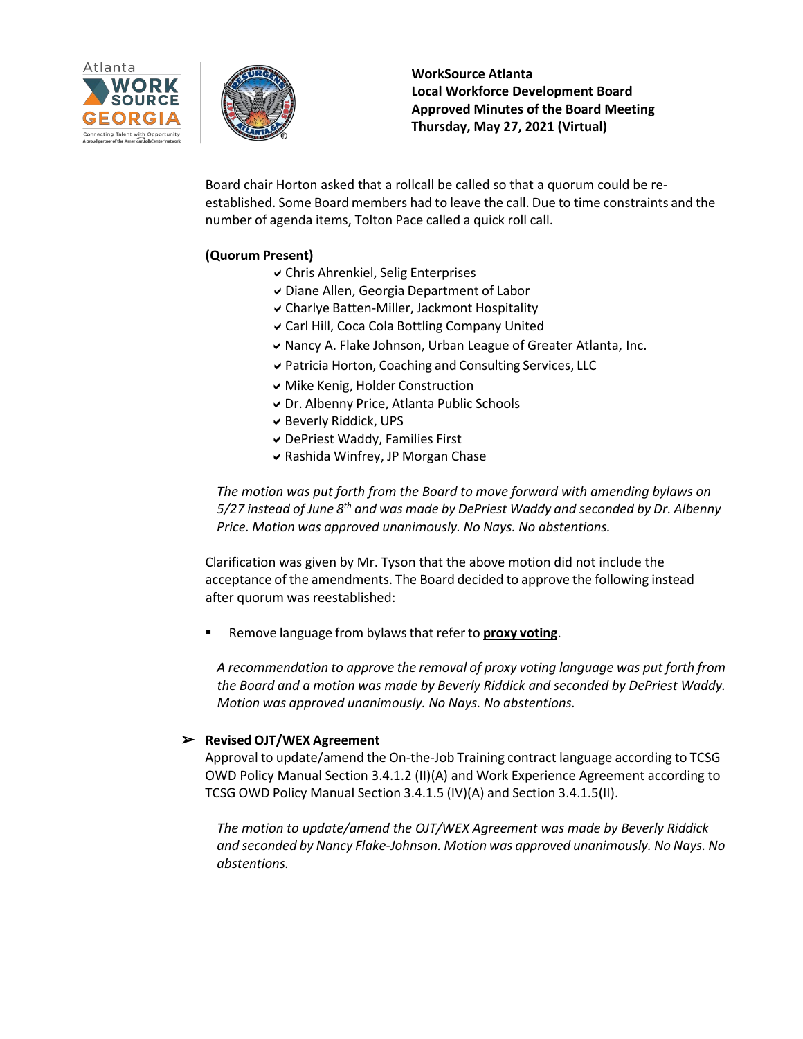**WorkSource Atlanta**
**Local Workforce Development Board**
**Approved Minutes of the Board Meeting**
**Thursday, May 27, 2021 (Virtual)**

Board chair Horton asked that a rollcall be called so that a quorum could be re-established. Some Board members had to leave the call. Due to time constraints and the number of agenda items, Tolton Pace called a quick roll call.

**(Quorum Present)**

- ✔ Chris Ahrenkiel, Selig Enterprises
- ✔ Diane Allen, Georgia Department of Labor
- ✔ Charlye Batten-Miller, Jackmont Hospitality
- ✔ Carl Hill, Coca Cola Bottling Company United
- ✔ Nancy A. Flake Johnson, Urban League of Greater Atlanta, Inc.
- ✔ Patricia Horton, Coaching and Consulting Services, LLC
- ✔ Mike Kenig, Holder Construction
- ✔ Dr. Albenny Price, Atlanta Public Schools
- ✔ Beverly Riddick, UPS
- ✔ DePriest Waddy, Families First
- ✔ Rashida Winfrey, JP Morgan Chase

*The motion was put forth from the Board to move forward with amending bylaws on 5/27 instead of June 8th and was made by DePriest Waddy and seconded by Dr. Albenny Price. Motion was approved unanimously. No Nays. No abstentions.*

Clarification was given by Mr. Tyson that the above motion did not include the acceptance of the amendments. The Board decided to approve the following instead after quorum was reestablished:

- Remove language from bylaws that refer to **proxy voting**.

*A recommendation to approve the removal of proxy voting language was put forth from the Board and a motion was made by Beverly Riddick and seconded by DePriest Waddy. Motion was approved unanimously. No Nays. No abstentions.*

- **Revised OJT/WEX Agreement**
  Approval to update/amend the On-the-Job Training contract language according to TCSG OWD Policy Manual Section 3.4.1.2 (II)(A) and Work Experience Agreement according to TCSG OWD Policy Manual Section 3.4.1.5 (IV)(A) and Section 3.4.1.5(II).

  *The motion to update/amend the OJT/WEX Agreement was made by Beverly Riddick and seconded by Nancy Flake-Johnson. Motion was approved unanimously. No Nays. No abstentions.*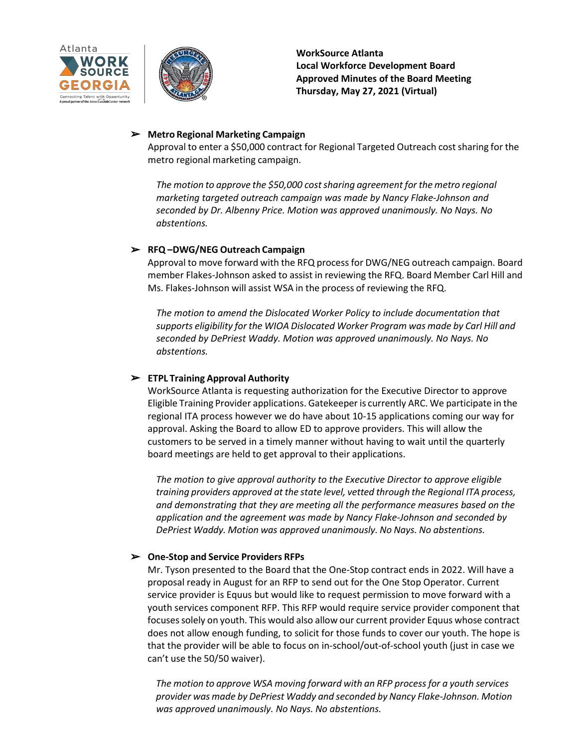- **Metro Regional Marketing Campaign**
  Approval to enter a $50,000 contract for Regional Targeted Outreach cost sharing for the metro regional marketing campaign.

  *The motion to approve the $50,000 cost sharing agreement for the metro regional marketing targeted outreach campaign was made by Nancy Flake-Johnson and seconded by Dr. Albenny Price. Motion was approved unanimously. No Nays. No abstentions.*

- **RFQ –DWG/NEG Outreach Campaign**
  Approval to move forward with the RFQ process for DWG/NEG outreach campaign. Board member Flakes-Johnson asked to assist in reviewing the RFQ. Board Member Carl Hill and Ms. Flakes-Johnson will assist WSA in the process of reviewing the RFQ.

  *The motion to amend the Dislocated Worker Policy to include documentation that supports eligibility for the WIOA Dislocated Worker Program was made by Carl Hill and seconded by DePriest Waddy. Motion was approved unanimously. No Nays. No abstentions.*

- **ETPL Training Approval Authority**
  WorkSource Atlanta is requesting authorization for the Executive Director to approve Eligible Training Provider applications. Gatekeeper is currently ARC. We participate in the regional ITA process however we do have about 10-15 applications coming our way for approval. Asking the Board to allow ED to approve providers. This will allow the customers to be served in a timely manner without having to wait until the quarterly board meetings are held to get approval to their applications.

  *The motion to give approval authority to the Executive Director to approve eligible training providers approved at the state level, vetted through the Regional ITA process, and demonstrating that they are meeting all the performance measures based on the application and the agreement was made by Nancy Flake-Johnson and seconded by DePriest Waddy. Motion was approved unanimously. No Nays. No abstentions.*

- **One-Stop and Service Providers RFPs**
  Mr. Tyson presented to the Board that the One-Stop contract ends in 2022. Will have a proposal ready in August for an RFP to send out for the One Stop Operator. Current service provider is Equus but would like to request permission to move forward with a youth services component RFP. This RFP would require service provider component that focuses solely on youth. This would also allow our current provider Equus whose contract does not allow enough funding, to solicit for those funds to cover our youth. The hope is that the provider will be able to focus on in-school/out-of-school youth (just in case we can't use the 50/50 waiver).

  *The motion to approve WSA moving forward with an RFP process for a youth services provider was made by DePriest Waddy and seconded by Nancy Flake-Johnson. Motion was approved unanimously. No Nays. No abstentions.*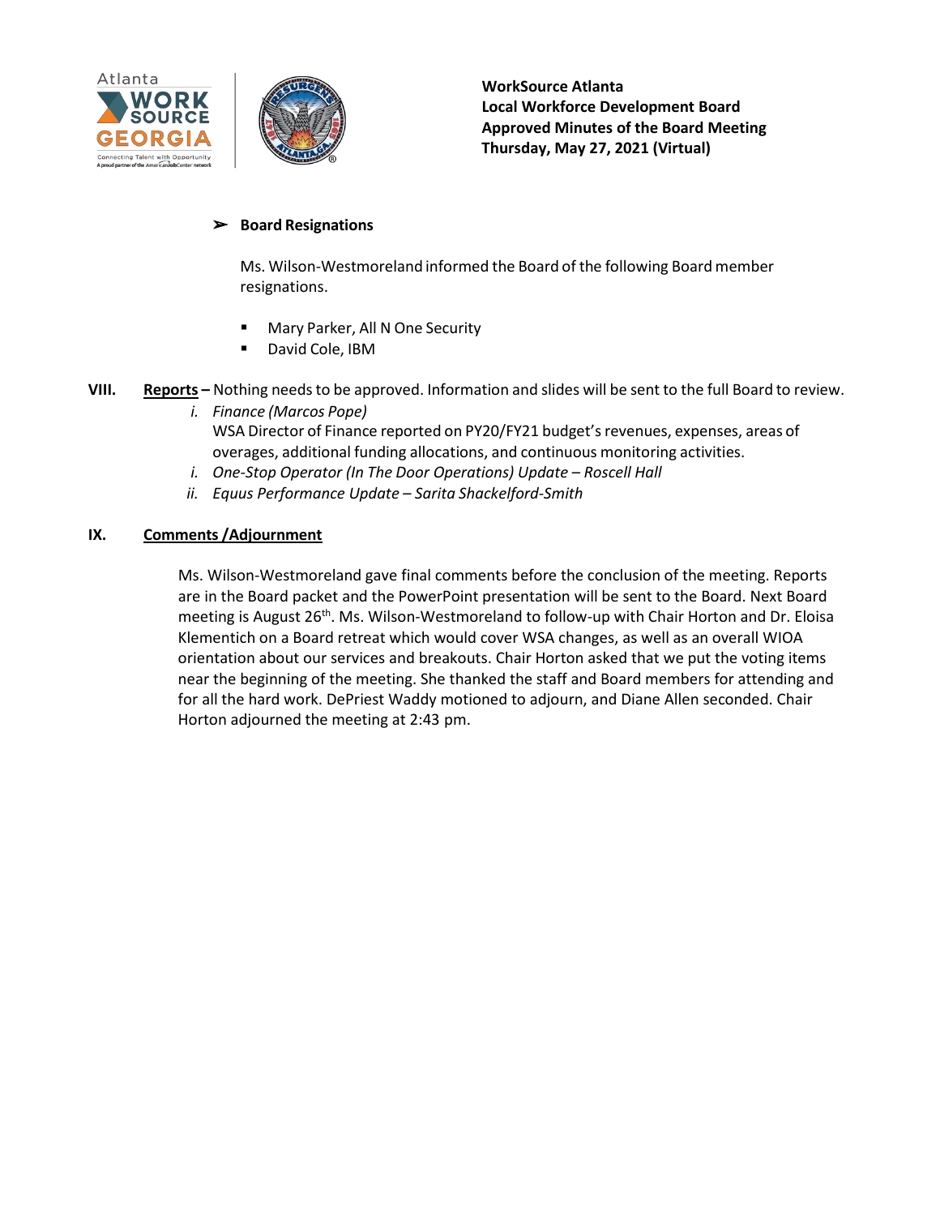➢ **Board Resignations**

Ms. Wilson-Westmoreland informed the Board of the following Board member resignations.

- Mary Parker, All N One Security
- David Cole, IBM

**VIII. Reports –** Nothing needs to be approved. Information and slides will be sent to the full Board to review.

i. *Finance (Marcos Pope)*
WSA Director of Finance reported on PY20/FY21 budget's revenues, expenses, areas of overages, additional funding allocations, and continuous monitoring activities.

i. *One-Stop Operator (In The Door Operations) Update – Roscell Hall*

ii. *Equus Performance Update – Sarita Shackelford-Smith*

**IX. Comments /Adjournment**

Ms. Wilson-Westmoreland gave final comments before the conclusion of the meeting. Reports are in the Board packet and the PowerPoint presentation will be sent to the Board. Next Board meeting is August 26th. Ms. Wilson-Westmoreland to follow-up with Chair Horton and Dr. Eloisa Klementich on a Board retreat which would cover WSA changes, as well as an overall WIOA orientation about our services and breakouts. Chair Horton asked that we put the voting items near the beginning of the meeting. She thanked the staff and Board members for attending and for all the hard work. DePriest Waddy motioned to adjourn, and Diane Allen seconded. Chair Horton adjourned the meeting at 2:43 pm.